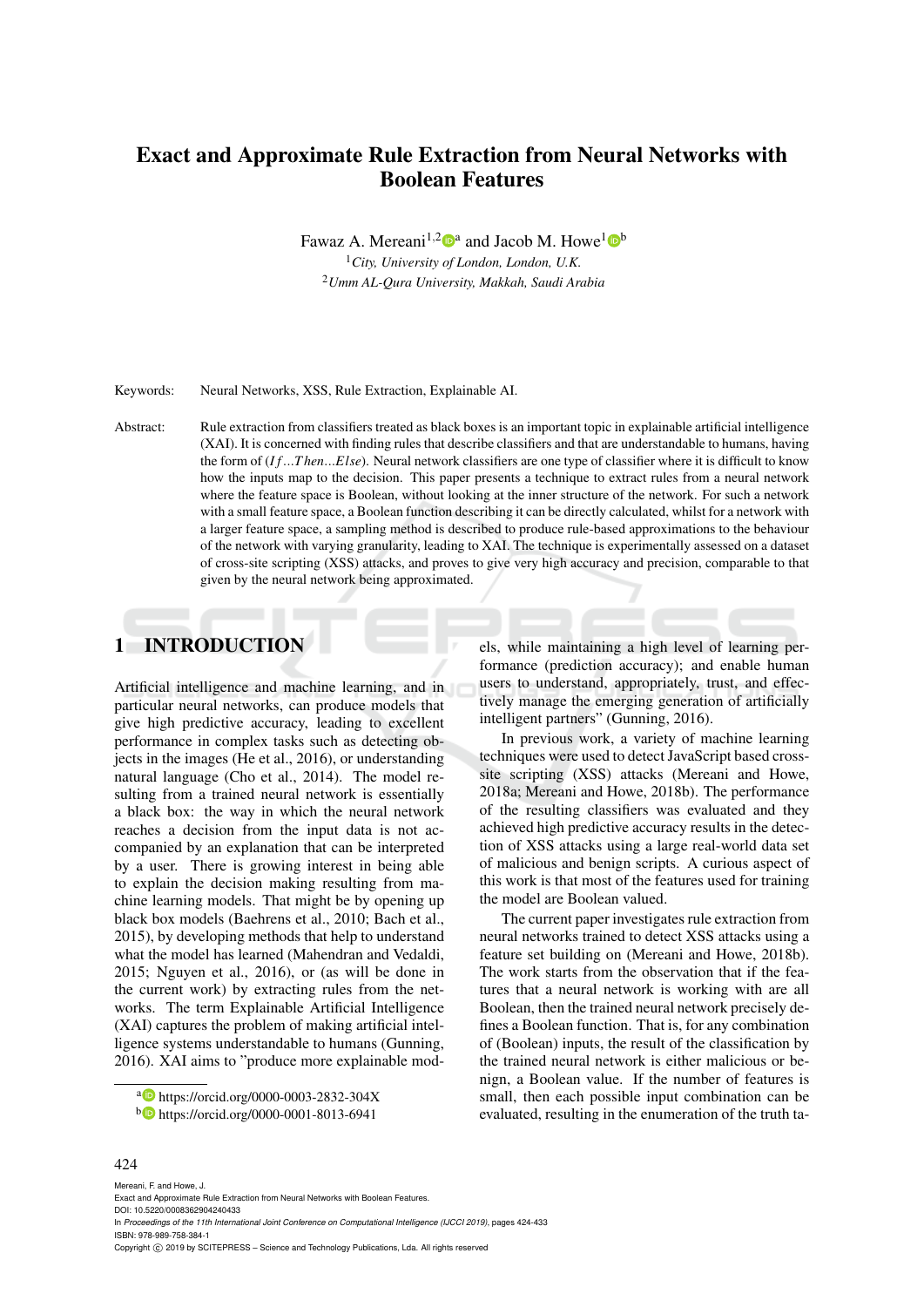# Exact and Approximate Rule Extraction from Neural Networks with Boolean Features

Fawaz A. Mereani[1,2][a] and Jacob M. Howe[1][b]

[1]*City, University of London, London, U.K.*

[2]*Umm AL-Qura University, Makkah, Saudi Arabia*

Keywords: Neural Networks, XSS, Rule Extraction, Explainable AI.

Abstract: Rule extraction from classifiers treated as black boxes is an important topic in explainable artificial intelligence (XAI). It is concerned with finding rules that describe classifiers and that are understandable to humans, having the form of (*If...Then...Else*). Neural network classifiers are one type of classifier where it is difficult to know how the inputs map to the decision. This paper presents a technique to extract rules from a neural network where the feature space is Boolean, without looking at the inner structure of the network. For such a network with a small feature space, a Boolean function describing it can be directly calculated, whilst for a network with a larger feature space, a sampling method is described to produce rule-based approximations to the behaviour of the network with varying granularity, leading to XAI. The technique is experimentally assessed on a dataset of cross-site scripting (XSS) attacks, and proves to give very high accuracy and precision, comparable to that given by the neural network being approximated.

## 1 INTRODUCTION

Artificial intelligence and machine learning, and in particular neural networks, can produce models that give high predictive accuracy, leading to excellent performance in complex tasks such as detecting objects in the images (He et al., 2016), or understanding natural language (Cho et al., 2014). The model resulting from a trained neural network is essentially a black box: the way in which the neural network reaches a decision from the input data is not accompanied by an explanation that can be interpreted by a user. There is growing interest in being able to explain the decision making resulting from machine learning models. That might be by opening up black box models (Baehrens et al., 2010; Bach et al., 2015), by developing methods that help to understand what the model has learned (Mahendran and Vedaldi, 2015; Nguyen et al., 2016), or (as will be done in the current work) by extracting rules from the networks. The term Explainable Artificial Intelligence (XAI) captures the problem of making artificial intelligence systems understandable to humans (Gunning, 2016). XAI aims to "produce more explainable models, while maintaining a high level of learning performance (prediction accuracy); and enable human users to understand, appropriately, trust, and effectively manage the emerging generation of artificially intelligent partners" (Gunning, 2016).

In previous work, a variety of machine learning techniques were used to detect JavaScript based cross-site scripting (XSS) attacks (Mereani and Howe, 2018a; Mereani and Howe, 2018b). The performance of the resulting classifiers was evaluated and they achieved high predictive accuracy results in the detection of XSS attacks using a large real-world data set of malicious and benign scripts. A curious aspect of this work is that most of the features used for training the model are Boolean valued.

The current paper investigates rule extraction from neural networks trained to detect XSS attacks using a feature set building on (Mereani and Howe, 2018b). The work starts from the observation that if the features that a neural network is working with are all Boolean, then the trained neural network precisely defines a Boolean function. That is, for any combination of (Boolean) inputs, the result of the classification by the trained neural network is either malicious or benign, a Boolean value. If the number of features is small, then each possible input combination can be evaluated, resulting in the enumeration of the truth ta-

[a] https://orcid.org/0000-0003-2832-304X

[b] https://orcid.org/0000-0001-8013-6941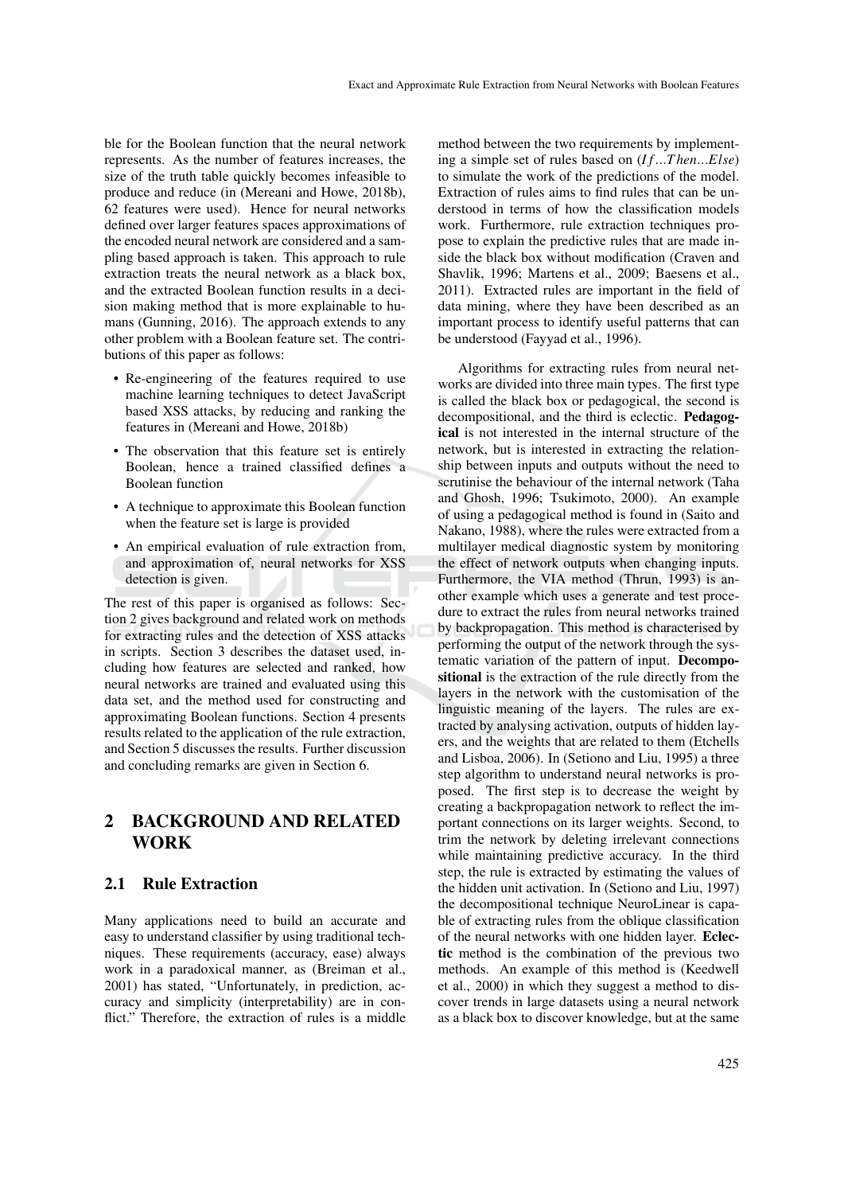ble for the Boolean function that the neural network represents. As the number of features increases, the size of the truth table quickly becomes infeasible to produce and reduce (in (Mereani and Howe, 2018b), 62 features were used). Hence for neural networks defined over larger features spaces approximations of the encoded neural network are considered and a sampling based approach is taken. This approach to rule extraction treats the neural network as a black box, and the extracted Boolean function results in a decision making method that is more explainable to humans (Gunning, 2016). The approach extends to any other problem with a Boolean feature set. The contributions of this paper as follows:

- Re-engineering of the features required to use machine learning techniques to detect JavaScript based XSS attacks, by reducing and ranking the features in (Mereani and Howe, 2018b)
- The observation that this feature set is entirely Boolean, hence a trained classified defines a Boolean function
- A technique to approximate this Boolean function when the feature set is large is provided
- An empirical evaluation of rule extraction from, and approximation of, neural networks for XSS detection is given.

The rest of this paper is organised as follows: Section 2 gives background and related work on methods for extracting rules and the detection of XSS attacks in scripts. Section 3 describes the dataset used, including how features are selected and ranked, how neural networks are trained and evaluated using this data set, and the method used for constructing and approximating Boolean functions. Section 4 presents results related to the application of the rule extraction, and Section 5 discusses the results. Further discussion and concluding remarks are given in Section 6.

## 2 BACKGROUND AND RELATED WORK

### 2.1 Rule Extraction

Many applications need to build an accurate and easy to understand classifier by using traditional techniques. These requirements (accuracy, ease) always work in a paradoxical manner, as (Breiman et al., 2001) has stated, "Unfortunately, in prediction, accuracy and simplicity (interpretability) are in conflict." Therefore, the extraction of rules is a middle method between the two requirements by implementing a simple set of rules based on (*If...Then...Else*) to simulate the work of the predictions of the model. Extraction of rules aims to find rules that can be understood in terms of how the classification models work. Furthermore, rule extraction techniques propose to explain the predictive rules that are made inside the black box without modification (Craven and Shavlik, 1996; Martens et al., 2009; Baesens et al., 2011). Extracted rules are important in the field of data mining, where they have been described as an important process to identify useful patterns that can be understood (Fayyad et al., 1996).

Algorithms for extracting rules from neural networks are divided into three main types. The first type is called the black box or pedagogical, the second is decompositional, and the third is eclectic. **Pedagogical** is not interested in the internal structure of the network, but is interested in extracting the relationship between inputs and outputs without the need to scrutinise the behaviour of the internal network (Taha and Ghosh, 1996; Tsukimoto, 2000). An example of using a pedagogical method is found in (Saito and Nakano, 1988), where the rules were extracted from a multilayer medical diagnostic system by monitoring the effect of network outputs when changing inputs. Furthermore, the VIA method (Thrun, 1993) is another example which uses a generate and test procedure to extract the rules from neural networks trained by backpropagation. This method is characterised by performing the output of the network through the systematic variation of the pattern of input. **Decompositional** is the extraction of the rule directly from the layers in the network with the customisation of the linguistic meaning of the layers. The rules are extracted by analysing activation, outputs of hidden layers, and the weights that are related to them (Etchells and Lisboa, 2006). In (Setiono and Liu, 1995) a three step algorithm to understand neural networks is proposed. The first step is to decrease the weight by creating a backpropagation network to reflect the important connections on its larger weights. Second, to trim the network by deleting irrelevant connections while maintaining predictive accuracy. In the third step, the rule is extracted by estimating the values of the hidden unit activation. In (Setiono and Liu, 1997) the decompositional technique NeuroLinear is capable of extracting rules from the oblique classification of the neural networks with one hidden layer. **Eclectic** method is the combination of the previous two methods. An example of this method is (Keedwell et al., 2000) in which they suggest a method to discover trends in large datasets using a neural network as a black box to discover knowledge, but at the same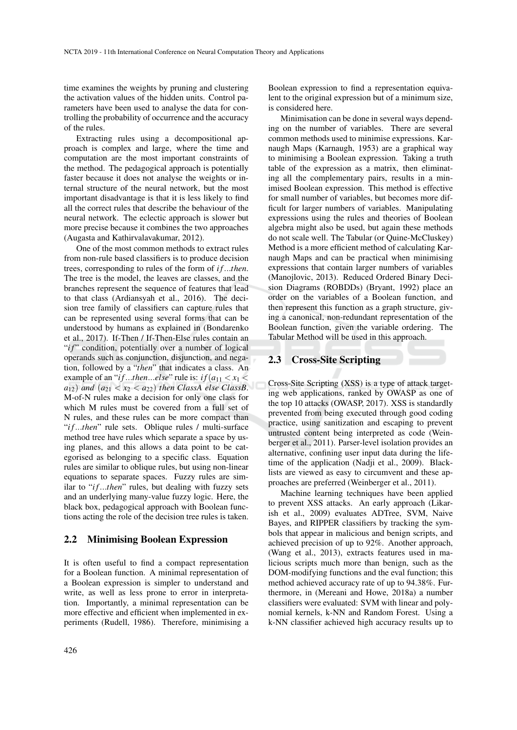time examines the weights by pruning and clustering the activation values of the hidden units. Control parameters have been used to analyse the data for controlling the probability of occurrence and the accuracy of the rules.

Extracting rules using a decompositional approach is complex and large, where the time and computation are the most important constraints of the method. The pedagogical approach is potentially faster because it does not analyse the weights or internal structure of the neural network, but the most important disadvantage is that it is less likely to find all the correct rules that describe the behaviour of the neural network. The eclectic approach is slower but more precise because it combines the two approaches (Augasta and Kathirvalavakumar, 2012).

One of the most common methods to extract rules from non-rule based classifiers is to produce decision trees, corresponding to rules of the form of *if...then*. The tree is the model, the leaves are classes, and the branches represent the sequence of features that lead to that class (Ardiansyah et al., 2016). The decision tree family of classifiers can capture rules that can be represented using several forms that can be understood by humans as explained in (Bondarenko et al., 2017). If-Then / If-Then-Else rules contain an "*if*" condition, potentially over a number of logical operands such as conjunction, disjunction, and negation, followed by a "*then*" that indicates a class. An example of an "*if...then...else*" rule is: $if(a_{11} < x_1 < a_{12})$ *and* $(a_{21} < x_2 < a_{22})$ *then ClassA else ClassB*. M-of-N rules make a decision for only one class for which M rules must be covered from a full set of N rules, and these rules can be more compact than "*if...then*" rule sets. Oblique rules / multi-surface method tree have rules which separate a space by using planes, and this allows a data point to be categorised as belonging to a specific class. Equation rules are similar to oblique rules, but using non-linear equations to separate spaces. Fuzzy rules are similar to "*if...then*" rules, but dealing with fuzzy sets and an underlying many-value fuzzy logic. Here, the black box, pedagogical approach with Boolean functions acting the role of the decision tree rules is taken.

## 2.2 Minimising Boolean Expression

It is often useful to find a compact representation for a Boolean function. A minimal representation of a Boolean expression is simpler to understand and write, as well as less prone to error in interpretation. Importantly, a minimal representation can be more effective and efficient when implemented in experiments (Rudell, 1986). Therefore, minimising a Boolean expression to find a representation equivalent to the original expression but of a minimum size, is considered here.

Minimisation can be done in several ways depending on the number of variables. There are several common methods used to minimise expressions. Karnaugh Maps (Karnaugh, 1953) are a graphical way to minimising a Boolean expression. Taking a truth table of the expression as a matrix, then eliminating all the complementary pairs, results in a minimised Boolean expression. This method is effective for small number of variables, but becomes more difficult for larger numbers of variables. Manipulating expressions using the rules and theories of Boolean algebra might also be used, but again these methods do not scale well. The Tabular (or Quine-McCluskey) Method is a more efficient method of calculating Karnaugh Maps and can be practical when minimising expressions that contain larger numbers of variables (Manojlovic, 2013). Reduced Ordered Binary Decision Diagrams (ROBDDs) (Bryant, 1992) place an order on the variables of a Boolean function, and then represent this function as a graph structure, giving a canonical, non-redundant representation of the Boolean function, given the variable ordering. The Tabular Method will be used in this approach.

## 2.3 Cross-Site Scripting

Cross-Site Scripting (XSS) is a type of attack targeting web applications, ranked by OWASP as one of the top 10 attacks (OWASP, 2017). XSS is standardly prevented from being executed through good coding practice, using sanitization and escaping to prevent untrusted content being interpreted as code (Weinberger et al., 2011). Parser-level isolation provides an alternative, confining user input data during the lifetime of the application (Nadji et al., 2009). Blacklists are viewed as easy to circumvent and these approaches are preferred (Weinberger et al., 2011).

Machine learning techniques have been applied to prevent XSS attacks. An early approach (Likarish et al., 2009) evaluates ADTree, SVM, Naive Bayes, and RIPPER classifiers by tracking the symbols that appear in malicious and benign scripts, and achieved precision of up to 92%. Another approach, (Wang et al., 2013), extracts features used in malicious scripts much more than benign, such as the DOM-modifying functions and the eval function; this method achieved accuracy rate of up to 94.38%. Furthermore, in (Mereani and Howe, 2018a) a number classifiers were evaluated: SVM with linear and polynomial kernels, k-NN and Random Forest. Using a k-NN classifier achieved high accuracy results up to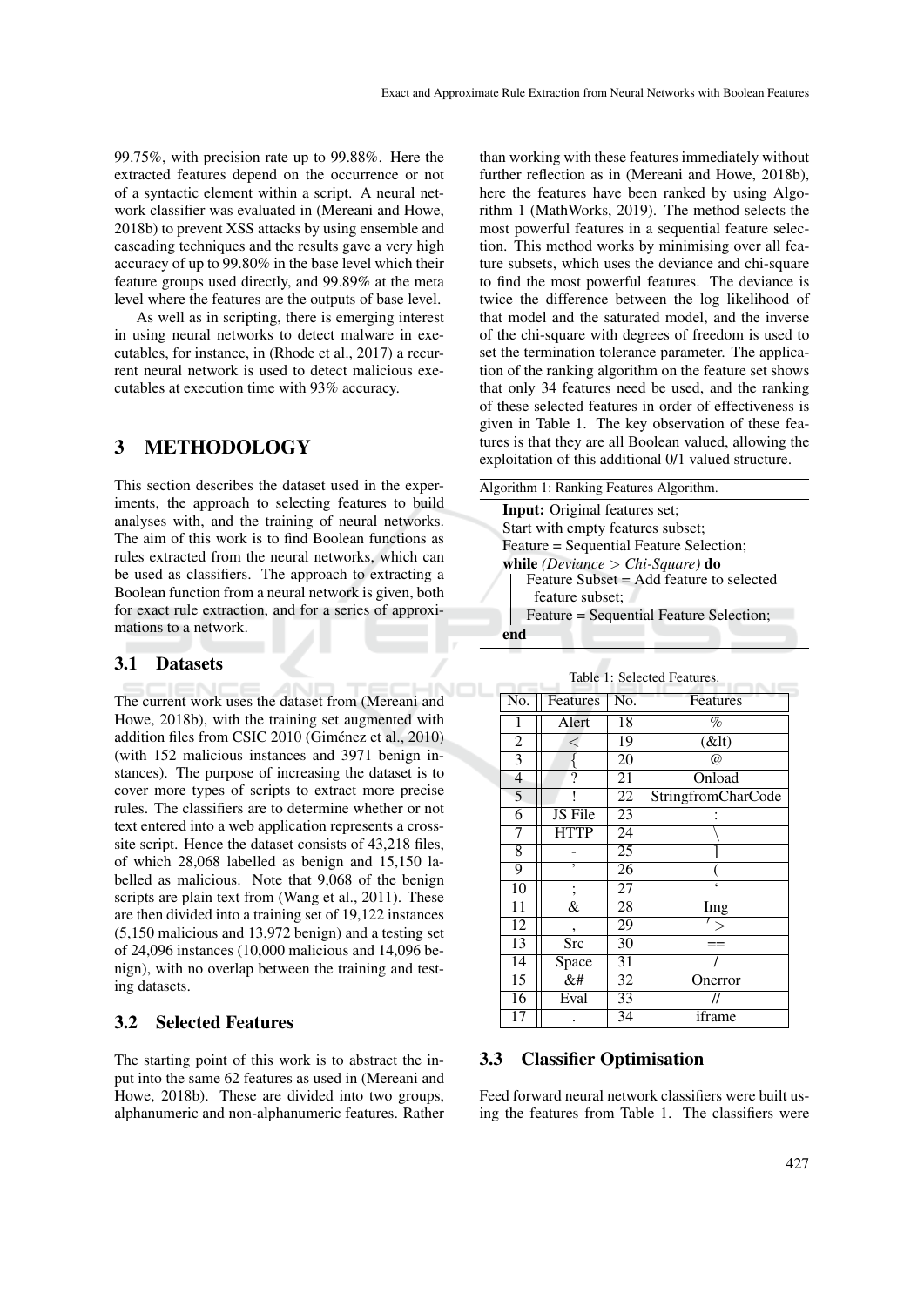99.75%, with precision rate up to 99.88%. Here the extracted features depend on the occurrence or not of a syntactic element within a script. A neural network classifier was evaluated in (Mereani and Howe, 2018b) to prevent XSS attacks by using ensemble and cascading techniques and the results gave a very high accuracy of up to 99.80% in the base level which their feature groups used directly, and 99.89% at the meta level where the features are the outputs of base level.

As well as in scripting, there is emerging interest in using neural networks to detect malware in executables, for instance, in (Rhode et al., 2017) a recurrent neural network is used to detect malicious executables at execution time with 93% accuracy.

## 3 METHODOLOGY

This section describes the dataset used in the experiments, the approach to selecting features to build analyses with, and the training of neural networks. The aim of this work is to find Boolean functions as rules extracted from the neural networks, which can be used as classifiers. The approach to extracting a Boolean function from a neural network is given, both for exact rule extraction, and for a series of approximations to a network.

### 3.1 Datasets

The current work uses the dataset from (Mereani and Howe, 2018b), with the training set augmented with addition files from CSIC 2010 (Giménez et al., 2010) (with 152 malicious instances and 3971 benign instances). The purpose of increasing the dataset is to cover more types of scripts to extract more precise rules. The classifiers are to determine whether or not text entered into a web application represents a cross-site script. Hence the dataset consists of 43,218 files, of which 28,068 labelled as benign and 15,150 labelled as malicious. Note that 9,068 of the benign scripts are plain text from (Wang et al., 2011). These are then divided into a training set of 19,122 instances (5,150 malicious and 13,972 benign) and a testing set of 24,096 instances (10,000 malicious and 14,096 benign), with no overlap between the training and testing datasets.

### 3.2 Selected Features

The starting point of this work is to abstract the input into the same 62 features as used in (Mereani and Howe, 2018b). These are divided into two groups, alphanumeric and non-alphanumeric features. Rather than working with these features immediately without further reflection as in (Mereani and Howe, 2018b), here the features have been ranked by using Algorithm 1 (MathWorks, 2019). The method selects the most powerful features in a sequential feature selection. This method works by minimising over all feature subsets, which uses the deviance and chi-square to find the most powerful features. The deviance is twice the difference between the log likelihood of that model and the saturated model, and the inverse of the chi-square with degrees of freedom is used to set the termination tolerance parameter. The application of the ranking algorithm on the feature set shows that only 34 features need be used, and the ranking of these selected features in order of effectiveness is given in Table 1. The key observation of these features is that they are all Boolean valued, allowing the exploitation of this additional 0/1 valued structure.

Algorithm 1: Ranking Features Algorithm.

```
Input: Original features set;
Start with empty features subset;
Feature = Sequential Feature Selection;
while (Deviance > Chi-Square) do
    Feature Subset = Add feature to selected
      feature subset;
    Feature = Sequential Feature Selection;
end
```

Table 1: Selected Features.

| No. | Features | No. | Features |
|---|---|---|---|
| 1 | Alert | 18 | % |
| 2 | < | 19 | (&lt) |
| 3 | { | 20 | @ |
| 4 | ? | 21 | Onload |
| 5 | ! | 22 | StringfromCharCode |
| 6 | JS File | 23 | : |
| 7 | HTTP | 24 | \ |
| 8 | - | 25 | ] |
| 9 | ' | 26 | ( |
| 10 | ; | 27 | ‘ |
| 11 | & | 28 | Img |
| 12 | , | 29 | '> |
| 13 | Src | 30 | == |
| 14 | Space | 31 | / |
| 15 | &# | 32 | Onerror |
| 16 | Eval | 33 | // |
| 17 | . | 34 | iframe |

### 3.3 Classifier Optimisation

Feed forward neural network classifiers were built using the features from Table 1. The classifiers were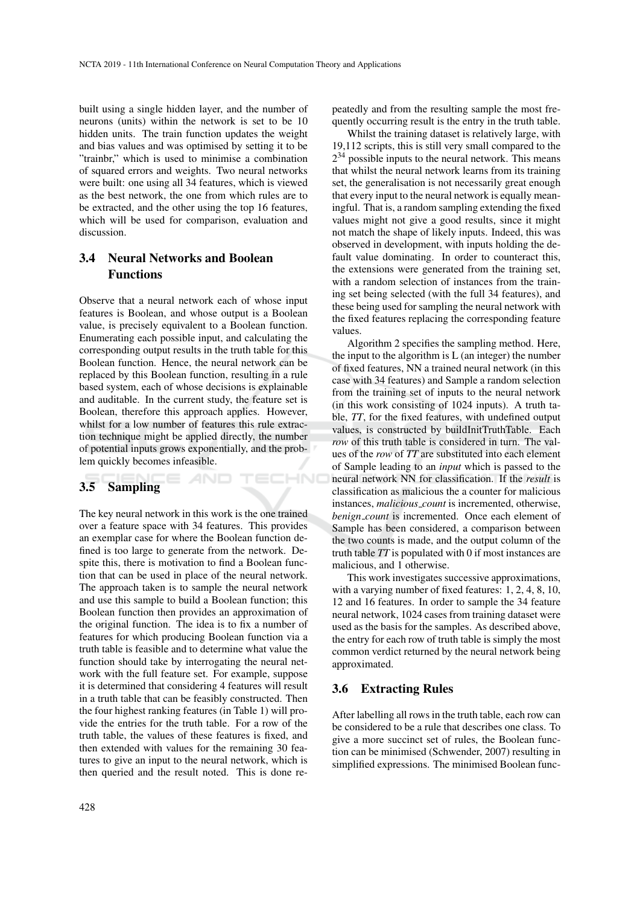built using a single hidden layer, and the number of neurons (units) within the network is set to be 10 hidden units. The train function updates the weight and bias values and was optimised by setting it to be "trainbr," which is used to minimise a combination of squared errors and weights. Two neural networks were built: one using all 34 features, which is viewed as the best network, the one from which rules are to be extracted, and the other using the top 16 features, which will be used for comparison, evaluation and discussion.

### 3.4 Neural Networks and Boolean Functions

Observe that a neural network each of whose input features is Boolean, and whose output is a Boolean value, is precisely equivalent to a Boolean function. Enumerating each possible input, and calculating the corresponding output results in the truth table for this Boolean function. Hence, the neural network can be replaced by this Boolean function, resulting in a rule based system, each of whose decisions is explainable and auditable. In the current study, the feature set is Boolean, therefore this approach applies. However, whilst for a low number of features this rule extraction technique might be applied directly, the number of potential inputs grows exponentially, and the problem quickly becomes infeasible.

### 3.5 Sampling

The key neural network in this work is the one trained over a feature space with 34 features. This provides an exemplar case for where the Boolean function defined is too large to generate from the network. Despite this, there is motivation to find a Boolean function that can be used in place of the neural network. The approach taken is to sample the neural network and use this sample to build a Boolean function; this Boolean function then provides an approximation of the original function. The idea is to fix a number of features for which producing Boolean function via a truth table is feasible and to determine what value the function should take by interrogating the neural network with the full feature set. For example, suppose it is determined that considering 4 features will result in a truth table that can be feasibly constructed. Then the four highest ranking features (in Table 1) will provide the entries for the truth table. For a row of the truth table, the values of these features is fixed, and then extended with values for the remaining 30 features to give an input to the neural network, which is then queried and the result noted. This is done repeatedly and from the resulting sample the most frequently occurring result is the entry in the truth table.

Whilst the training dataset is relatively large, with 19,112 scripts, this is still very small compared to the $2^{34}$ possible inputs to the neural network. This means that whilst the neural network learns from its training set, the generalisation is not necessarily great enough that every input to the neural network is equally meaningful. That is, a random sampling extending the fixed values might not give a good results, since it might not match the shape of likely inputs. Indeed, this was observed in development, with inputs holding the default value dominating. In order to counteract this, the extensions were generated from the training set, with a random selection of instances from the training set being selected (with the full 34 features), and these being used for sampling the neural network with the fixed features replacing the corresponding feature values.

Algorithm 2 specifies the sampling method. Here, the input to the algorithm is L (an integer) the number of fixed features, NN a trained neural network (in this case with 34 features) and Sample a random selection from the training set of inputs to the neural network (in this work consisting of 1024 inputs). A truth table, *TT*, for the fixed features, with undefined output values, is constructed by buildInitTruthTable. Each *row* of this truth table is considered in turn. The values of the *row* of *TT* are substituted into each element of Sample leading to an *input* which is passed to the neural network NN for classification. If the *result* is classification as malicious the a counter for malicious instances, *malicious_count* is incremented, otherwise, *benign_count* is incremented. Once each element of Sample has been considered, a comparison between the two counts is made, and the output column of the truth table *TT* is populated with 0 if most instances are malicious, and 1 otherwise.

This work investigates successive approximations, with a varying number of fixed features: 1, 2, 4, 8, 10, 12 and 16 features. In order to sample the 34 feature neural network, 1024 cases from training dataset were used as the basis for the samples. As described above, the entry for each row of truth table is simply the most common verdict returned by the neural network being approximated.

### 3.6 Extracting Rules

After labelling all rows in the truth table, each row can be considered to be a rule that describes one class. To give a more succinct set of rules, the Boolean function can be minimised (Schwender, 2007) resulting in simplified expressions. The minimised Boolean func-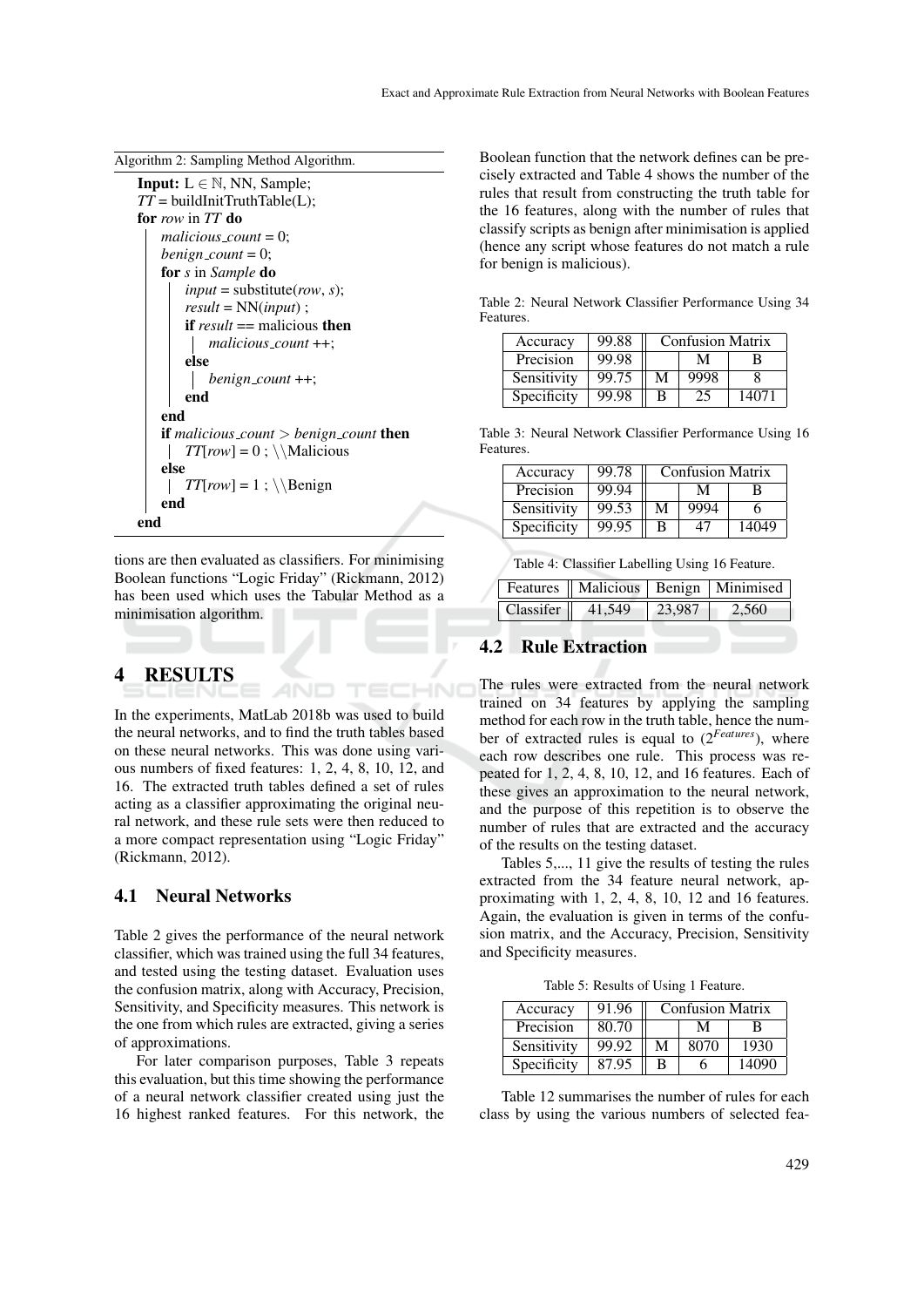Algorithm 2: Sampling Method Algorithm.

```
Input: L ∈ ℕ, NN, Sample;
TT = buildInitTruthTable(L);
for row in TT do
    malicious_count = 0;
    benign_count = 0;
    for s in Sample do
        input = substitute(row, s);
        result = NN(input) ;
        if result == malicious then
            malicious_count ++;
        else
            benign_count ++;
        end
    end
    if malicious_count > benign_count then
        TT[row] = 0 ; \\Malicious
    else
        TT[row] = 1 ; \\Benign
    end
end
```

tions are then evaluated as classifiers. For minimising Boolean functions "Logic Friday" (Rickmann, 2012) has been used which uses the Tabular Method as a minimisation algorithm.

# 4 RESULTS

In the experiments, MatLab 2018b was used to build the neural networks, and to find the truth tables based on these neural networks. This was done using various numbers of fixed features: 1, 2, 4, 8, 10, 12, and 16. The extracted truth tables defined a set of rules acting as a classifier approximating the original neural network, and these rule sets were then reduced to a more compact representation using "Logic Friday" (Rickmann, 2012).

## 4.1 Neural Networks

Table 2 gives the performance of the neural network classifier, which was trained using the full 34 features, and tested using the testing dataset. Evaluation uses the confusion matrix, along with Accuracy, Precision, Sensitivity, and Specificity measures. This network is the one from which rules are extracted, giving a series of approximations.

For later comparison purposes, Table 3 repeats this evaluation, but this time showing the performance of a neural network classifier created using just the 16 highest ranked features. For this network, the Boolean function that the network defines can be precisely extracted and Table 4 shows the number of the rules that result from constructing the truth table for the 16 features, along with the number of rules that classify scripts as benign after minimisation is applied (hence any script whose features do not match a rule for benign is malicious).

Table 2: Neural Network Classifier Performance Using 34 Features.

| Accuracy | 99.88 | Confusion Matrix | | |
|---|---|---|---|---|
| Precision | 99.98 | | M | B |
| Sensitivity | 99.75 | M | 9998 | 8 |
| Specificity | 99.98 | B | 25 | 14071 |

Table 3: Neural Network Classifier Performance Using 16 Features.

| Accuracy | 99.78 | Confusion Matrix | | |
|---|---|---|---|---|
| Precision | 99.94 | | M | B |
| Sensitivity | 99.53 | M | 9994 | 6 |
| Specificity | 99.95 | B | 47 | 14049 |

Table 4: Classifier Labelling Using 16 Feature.

| Features | Malicious | Benign | Minimised |
|---|---|---|---|
| Classifer | 41,549 | 23,987 | 2,560 |

## 4.2 Rule Extraction

The rules were extracted from the neural network trained on 34 features by applying the sampling method for each row in the truth table, hence the number of extracted rules is equal to ($2^{Features}$), where each row describes one rule. This process was repeated for 1, 2, 4, 8, 10, 12, and 16 features. Each of these gives an approximation to the neural network, and the purpose of this repetition is to observe the number of rules that are extracted and the accuracy of the results on the testing dataset.

Tables 5,..., 11 give the results of testing the rules extracted from the 34 feature neural network, approximating with 1, 2, 4, 8, 10, 12 and 16 features. Again, the evaluation is given in terms of the confusion matrix, and the Accuracy, Precision, Sensitivity and Specificity measures.

Table 5: Results of Using 1 Feature.

| Accuracy | 91.96 | Confusion Matrix | | |
|---|---|---|---|---|
| Precision | 80.70 | | M | B |
| Sensitivity | 99.92 | M | 8070 | 1930 |
| Specificity | 87.95 | B | 6 | 14090 |

Table 12 summarises the number of rules for each class by using the various numbers of selected fea-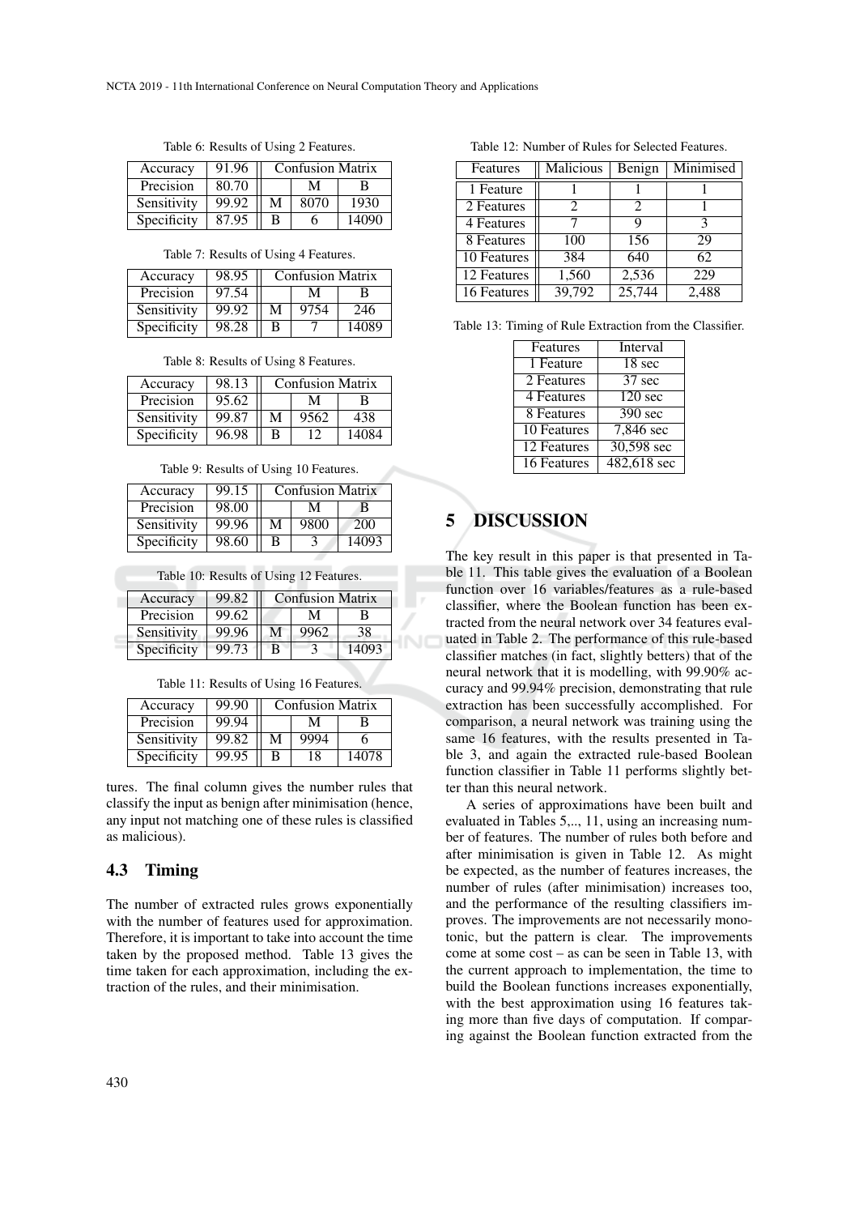Table 6: Results of Using 2 Features.

| Accuracy | 91.96 | Confusion Matrix | | |
|---|---|---|---|---|
| Precision | 80.70 | | M | B |
| Sensitivity | 99.92 | M | 8070 | 1930 |
| Specificity | 87.95 | B | 6 | 14090 |

Table 7: Results of Using 4 Features.

| Accuracy | 98.95 | Confusion Matrix | | |
|---|---|---|---|---|
| Precision | 97.54 | | M | B |
| Sensitivity | 99.92 | M | 9754 | 246 |
| Specificity | 98.28 | B | 7 | 14089 |

Table 8: Results of Using 8 Features.

| Accuracy | 98.13 | Confusion Matrix | | |
|---|---|---|---|---|
| Precision | 95.62 | | M | B |
| Sensitivity | 99.87 | M | 9562 | 438 |
| Specificity | 96.98 | B | 12 | 14084 |

Table 9: Results of Using 10 Features.

| Accuracy | 99.15 | Confusion Matrix | | |
|---|---|---|---|---|
| Precision | 98.00 | | M | B |
| Sensitivity | 99.96 | M | 9800 | 200 |
| Specificity | 98.60 | B | 3 | 14093 |

Table 10: Results of Using 12 Features.

| Accuracy | 99.82 | Confusion Matrix | | |
|---|---|---|---|---|
| Precision | 99.62 | | M | B |
| Sensitivity | 99.96 | M | 9962 | 38 |
| Specificity | 99.73 | B | 3 | 14093 |

Table 11: Results of Using 16 Features.

| Accuracy | 99.90 | Confusion Matrix | | |
|---|---|---|---|---|
| Precision | 99.94 | | M | B |
| Sensitivity | 99.82 | M | 9994 | 6 |
| Specificity | 99.95 | B | 18 | 14078 |

tures. The final column gives the number rules that classify the input as benign after minimisation (hence, any input not matching one of these rules is classified as malicious).

### 4.3 Timing

The number of extracted rules grows exponentially with the number of features used for approximation. Therefore, it is important to take into account the time taken by the proposed method. Table 13 gives the time taken for each approximation, including the extraction of the rules, and their minimisation.

Table 12: Number of Rules for Selected Features.

| Features | Malicious | Benign | Minimised |
|---|---|---|---|
| 1 Feature | 1 | 1 | 1 |
| 2 Features | 2 | 2 | 1 |
| 4 Features | 7 | 9 | 3 |
| 8 Features | 100 | 156 | 29 |
| 10 Features | 384 | 640 | 62 |
| 12 Features | 1,560 | 2,536 | 229 |
| 16 Features | 39,792 | 25,744 | 2,488 |

Table 13: Timing of Rule Extraction from the Classifier.

| Features | Interval |
|---|---|
| 1 Feature | 18 sec |
| 2 Features | 37 sec |
| 4 Features | 120 sec |
| 8 Features | 390 sec |
| 10 Features | 7,846 sec |
| 12 Features | 30,598 sec |
| 16 Features | 482,618 sec |

## 5 DISCUSSION

The key result in this paper is that presented in Table 11. This table gives the evaluation of a Boolean function over 16 variables/features as a rule-based classifier, where the Boolean function has been extracted from the neural network over 34 features evaluated in Table 2. The performance of this rule-based classifier matches (in fact, slightly betters) that of the neural network that it is modelling, with 99.90% accuracy and 99.94% precision, demonstrating that rule extraction has been successfully accomplished. For comparison, a neural network was training using the same 16 features, with the results presented in Table 3, and again the extracted rule-based Boolean function classifier in Table 11 performs slightly better than this neural network.

A series of approximations have been built and evaluated in Tables 5,.., 11, using an increasing number of features. The number of rules both before and after minimisation is given in Table 12. As might be expected, as the number of features increases, the number of rules (after minimisation) increases too, and the performance of the resulting classifiers improves. The improvements are not necessarily monotonic, but the pattern is clear. The improvements come at some cost – as can be seen in Table 13, with the current approach to implementation, the time to build the Boolean functions increases exponentially, with the best approximation using 16 features taking more than five days of computation. If comparing against the Boolean function extracted from the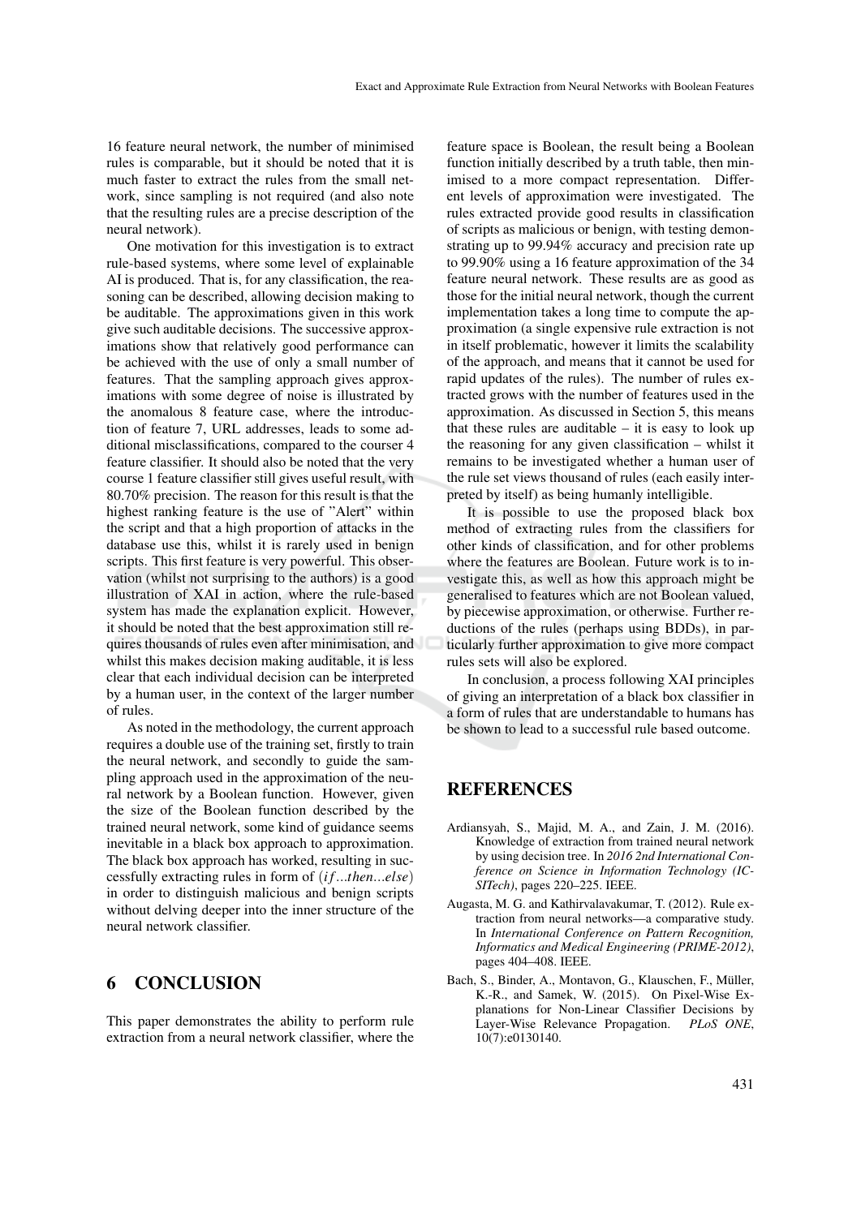16 feature neural network, the number of minimised rules is comparable, but it should be noted that it is much faster to extract the rules from the small network, since sampling is not required (and also note that the resulting rules are a precise description of the neural network).

One motivation for this investigation is to extract rule-based systems, where some level of explainable AI is produced. That is, for any classification, the reasoning can be described, allowing decision making to be auditable. The approximations given in this work give such auditable decisions. The successive approximations show that relatively good performance can be achieved with the use of only a small number of features. That the sampling approach gives approximations with some degree of noise is illustrated by the anomalous 8 feature case, where the introduction of feature 7, URL addresses, leads to some additional misclassifications, compared to the courser 4 feature classifier. It should also be noted that the very course 1 feature classifier still gives useful result, with 80.70% precision. The reason for this result is that the highest ranking feature is the use of "Alert" within the script and that a high proportion of attacks in the database use this, whilst it is rarely used in benign scripts. This first feature is very powerful. This observation (whilst not surprising to the authors) is a good illustration of XAI in action, where the rule-based system has made the explanation explicit. However, it should be noted that the best approximation still requires thousands of rules even after minimisation, and whilst this makes decision making auditable, it is less clear that each individual decision can be interpreted by a human user, in the context of the larger number of rules.

As noted in the methodology, the current approach requires a double use of the training set, firstly to train the neural network, and secondly to guide the sampling approach used in the approximation of the neural network by a Boolean function. However, given the size of the Boolean function described by the trained neural network, some kind of guidance seems inevitable in a black box approach to approximation. The black box approach has worked, resulting in successfully extracting rules in form of $(if...then...else)$ in order to distinguish malicious and benign scripts without delving deeper into the inner structure of the neural network classifier.

## 6 CONCLUSION

This paper demonstrates the ability to perform rule extraction from a neural network classifier, where the feature space is Boolean, the result being a Boolean function initially described by a truth table, then minimised to a more compact representation. Different levels of approximation were investigated. The rules extracted provide good results in classification of scripts as malicious or benign, with testing demonstrating up to 99.94% accuracy and precision rate up to 99.90% using a 16 feature approximation of the 34 feature neural network. These results are as good as those for the initial neural network, though the current implementation takes a long time to compute the approximation (a single expensive rule extraction is not in itself problematic, however it limits the scalability of the approach, and means that it cannot be used for rapid updates of the rules). The number of rules extracted grows with the number of features used in the approximation. As discussed in Section 5, this means that these rules are auditable – it is easy to look up the reasoning for any given classification – whilst it remains to be investigated whether a human user of the rule set views thousand of rules (each easily interpreted by itself) as being humanly intelligible.

It is possible to use the proposed black box method of extracting rules from the classifiers for other kinds of classification, and for other problems where the features are Boolean. Future work is to investigate this, as well as how this approach might be generalised to features which are not Boolean valued, by piecewise approximation, or otherwise. Further reductions of the rules (perhaps using BDDs), in particularly further approximation to give more compact rules sets will also be explored.

In conclusion, a process following XAI principles of giving an interpretation of a black box classifier in a form of rules that are understandable to humans has be shown to lead to a successful rule based outcome.

## REFERENCES

Ardiansyah, S., Majid, M. A., and Zain, J. M. (2016). Knowledge of extraction from trained neural network by using decision tree. In *2016 2nd International Conference on Science in Information Technology (ICSITech)*, pages 220–225. IEEE.

Augasta, M. G. and Kathirvalavakumar, T. (2012). Rule extraction from neural networks—a comparative study. In *International Conference on Pattern Recognition, Informatics and Medical Engineering (PRIME-2012)*, pages 404–408. IEEE.

Bach, S., Binder, A., Montavon, G., Klauschen, F., Müller, K.-R., and Samek, W. (2015). On Pixel-Wise Explanations for Non-Linear Classifier Decisions by Layer-Wise Relevance Propagation. *PLoS ONE*, 10(7):e0130140.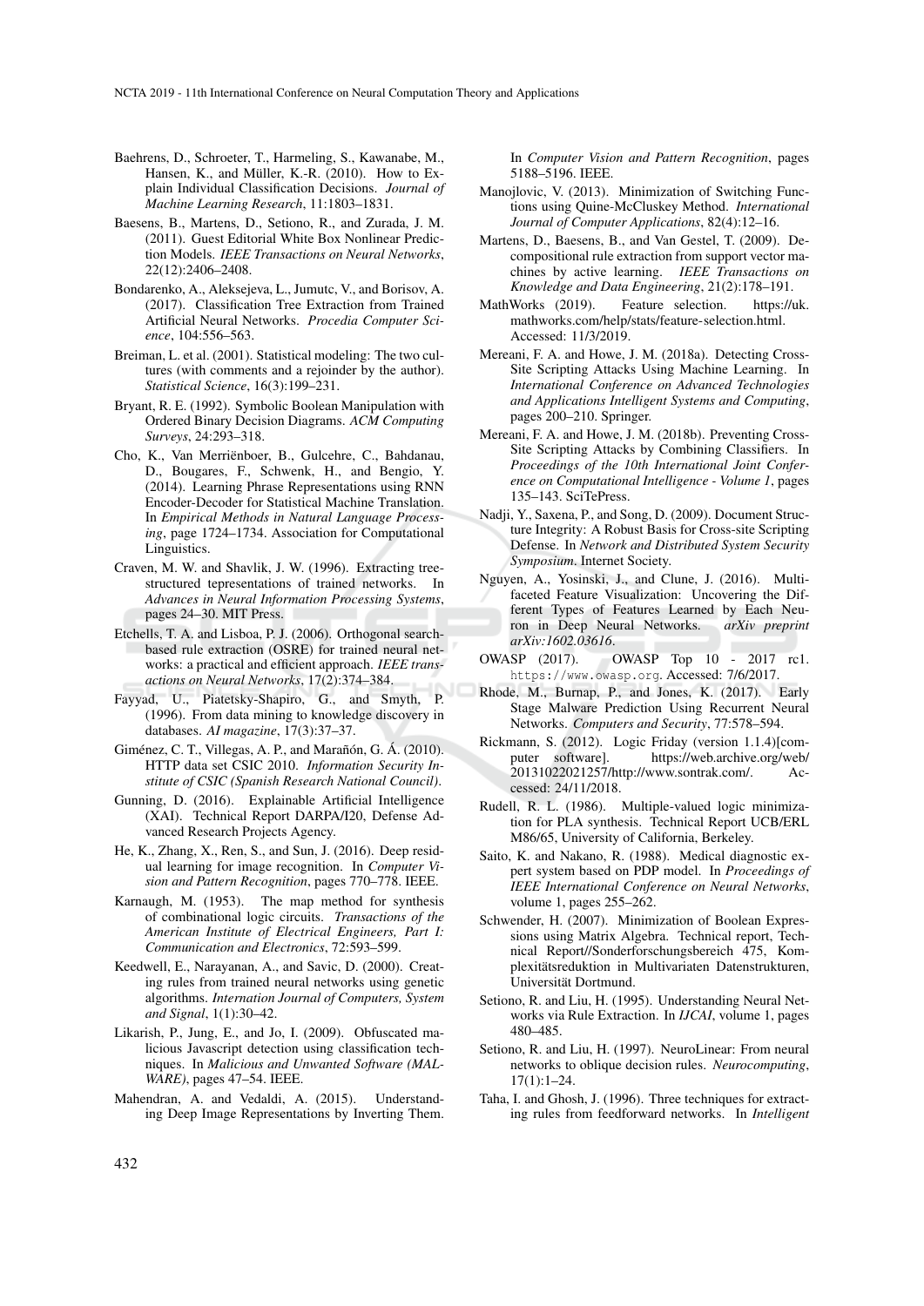Baehrens, D., Schroeter, T., Harmeling, S., Kawanabe, M., Hansen, K., and Müller, K.-R. (2010). How to Explain Individual Classification Decisions. *Journal of Machine Learning Research*, 11:1803–1831.

Baesens, B., Martens, D., Setiono, R., and Zurada, J. M. (2011). Guest Editorial White Box Nonlinear Prediction Models. *IEEE Transactions on Neural Networks*, 22(12):2406–2408.

Bondarenko, A., Aleksejeva, L., Jumutc, V., and Borisov, A. (2017). Classification Tree Extraction from Trained Artificial Neural Networks. *Procedia Computer Science*, 104:556–563.

Breiman, L. et al. (2001). Statistical modeling: The two cultures (with comments and a rejoinder by the author). *Statistical Science*, 16(3):199–231.

Bryant, R. E. (1992). Symbolic Boolean Manipulation with Ordered Binary Decision Diagrams. *ACM Computing Surveys*, 24:293–318.

Cho, K., Van Merriënboer, B., Gulcehre, C., Bahdanau, D., Bougares, F., Schwenk, H., and Bengio, Y. (2014). Learning Phrase Representations using RNN Encoder-Decoder for Statistical Machine Translation. In *Empirical Methods in Natural Language Processing*, page 1724–1734. Association for Computational Linguistics.

Craven, M. W. and Shavlik, J. W. (1996). Extracting tree-structured tepresentations of trained networks. In *Advances in Neural Information Processing Systems*, pages 24–30. MIT Press.

Etchells, T. A. and Lisboa, P. J. (2006). Orthogonal search-based rule extraction (OSRE) for trained neural networks: a practical and efficient approach. *IEEE transactions on Neural Networks*, 17(2):374–384.

Fayyad, U., Piatetsky-Shapiro, G., and Smyth, P. (1996). From data mining to knowledge discovery in databases. *AI magazine*, 17(3):37–37.

Giménez, C. T., Villegas, A. P., and Marañón, G. Á. (2010). HTTP data set CSIC 2010. *Information Security Institute of CSIC (Spanish Research National Council)*.

Gunning, D. (2016). Explainable Artificial Intelligence (XAI). Technical Report DARPA/I20, Defense Advanced Research Projects Agency.

He, K., Zhang, X., Ren, S., and Sun, J. (2016). Deep residual learning for image recognition. In *Computer Vision and Pattern Recognition*, pages 770–778. IEEE.

Karnaugh, M. (1953). The map method for synthesis of combinational logic circuits. *Transactions of the American Institute of Electrical Engineers, Part I: Communication and Electronics*, 72:593–599.

Keedwell, E., Narayanan, A., and Savic, D. (2000). Creating rules from trained neural networks using genetic algorithms. *Internation Journal of Computers, System and Signal*, 1(1):30–42.

Likarish, P., Jung, E., and Jo, I. (2009). Obfuscated malicious Javascript detection using classification techniques. In *Malicious and Unwanted Software (MALWARE)*, pages 47–54. IEEE.

Mahendran, A. and Vedaldi, A. (2015). Understanding Deep Image Representations by Inverting Them. In *Computer Vision and Pattern Recognition*, pages 5188–5196. IEEE.

Manojlovic, V. (2013). Minimization of Switching Functions using Quine-McCluskey Method. *International Journal of Computer Applications*, 82(4):12–16.

Martens, D., Baesens, B., and Van Gestel, T. (2009). Decompositional rule extraction from support vector machines by active learning. *IEEE Transactions on Knowledge and Data Engineering*, 21(2):178–191.

MathWorks (2019). Feature selection. https://uk.mathworks.com/help/stats/feature-selection.html. Accessed: 11/3/2019.

Mereani, F. A. and Howe, J. M. (2018a). Detecting Cross-Site Scripting Attacks Using Machine Learning. In *International Conference on Advanced Technologies and Applications Intelligent Systems and Computing*, pages 200–210. Springer.

Mereani, F. A. and Howe, J. M. (2018b). Preventing Cross-Site Scripting Attacks by Combining Classifiers. In *Proceedings of the 10th International Joint Conference on Computational Intelligence - Volume 1*, pages 135–143. SciTePress.

Nadji, Y., Saxena, P., and Song, D. (2009). Document Structure Integrity: A Robust Basis for Cross-site Scripting Defense. In *Network and Distributed System Security Symposium*. Internet Society.

Nguyen, A., Yosinski, J., and Clune, J. (2016). Multifaceted Feature Visualization: Uncovering the Different Types of Features Learned by Each Neuron in Deep Neural Networks. *arXiv preprint arXiv:1602.03616*.

OWASP (2017). OWASP Top 10 - 2017 rc1. https://www.owasp.org. Accessed: 7/6/2017.

Rhode, M., Burnap, P., and Jones, K. (2017). Early Stage Malware Prediction Using Recurrent Neural Networks. *Computers and Security*, 77:578–594.

Rickmann, S. (2012). Logic Friday (version 1.1.4)[computer software]. https://web.archive.org/web/20131022021257/http://www.sontrak.com/. Accessed: 24/11/2018.

Rudell, R. L. (1986). Multiple-valued logic minimization for PLA synthesis. Technical Report UCB/ERL M86/65, University of California, Berkeley.

Saito, K. and Nakano, R. (1988). Medical diagnostic expert system based on PDP model. In *Proceedings of IEEE International Conference on Neural Networks*, volume 1, pages 255–262.

Schwender, H. (2007). Minimization of Boolean Expressions using Matrix Algebra. Technical report, Technical Report//Sonderforschungsbereich 475, Komplexitätsreduktion in Multivariaten Datenstrukturen, Universität Dortmund.

Setiono, R. and Liu, H. (1995). Understanding Neural Networks via Rule Extraction. In *IJCAI*, volume 1, pages 480–485.

Setiono, R. and Liu, H. (1997). NeuroLinear: From neural networks to oblique decision rules. *Neurocomputing*, 17(1):1–24.

Taha, I. and Ghosh, J. (1996). Three techniques for extracting rules from feedforward networks. In *Intelligent*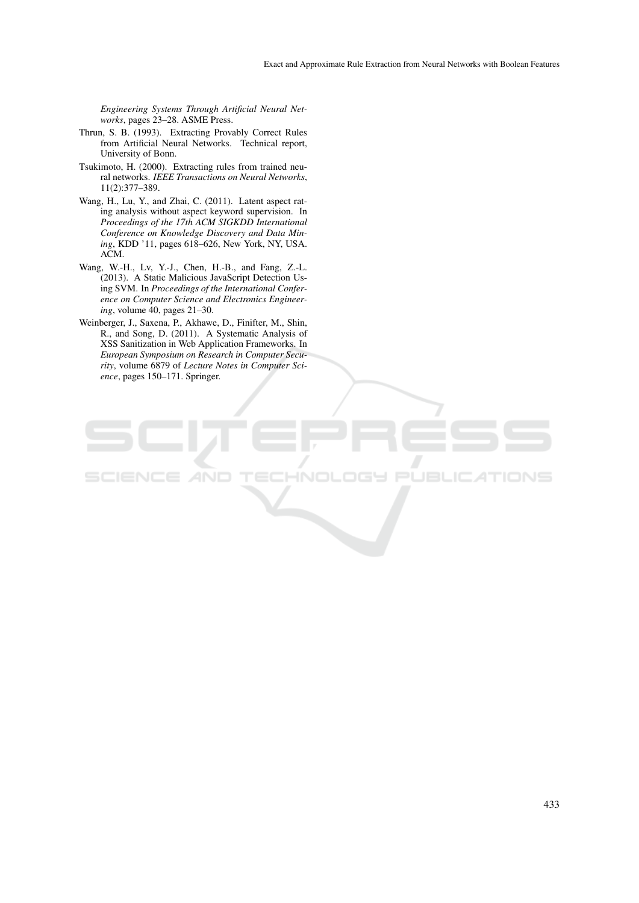*Engineering Systems Through Artificial Neural Networks*, pages 23–28. ASME Press.

Thrun, S. B. (1993). Extracting Provably Correct Rules from Artificial Neural Networks. Technical report, University of Bonn.

Tsukimoto, H. (2000). Extracting rules from trained neural networks. *IEEE Transactions on Neural Networks*, 11(2):377–389.

Wang, H., Lu, Y., and Zhai, C. (2011). Latent aspect rating analysis without aspect keyword supervision. In *Proceedings of the 17th ACM SIGKDD International Conference on Knowledge Discovery and Data Mining*, KDD '11, pages 618–626, New York, NY, USA. ACM.

Wang, W.-H., Lv, Y.-J., Chen, H.-B., and Fang, Z.-L. (2013). A Static Malicious JavaScript Detection Using SVM. In *Proceedings of the International Conference on Computer Science and Electronics Engineering*, volume 40, pages 21–30.

Weinberger, J., Saxena, P., Akhawe, D., Finifter, M., Shin, R., and Song, D. (2011). A Systematic Analysis of XSS Sanitization in Web Application Frameworks. In *European Symposium on Research in Computer Security*, volume 6879 of *Lecture Notes in Computer Science*, pages 150–171. Springer.